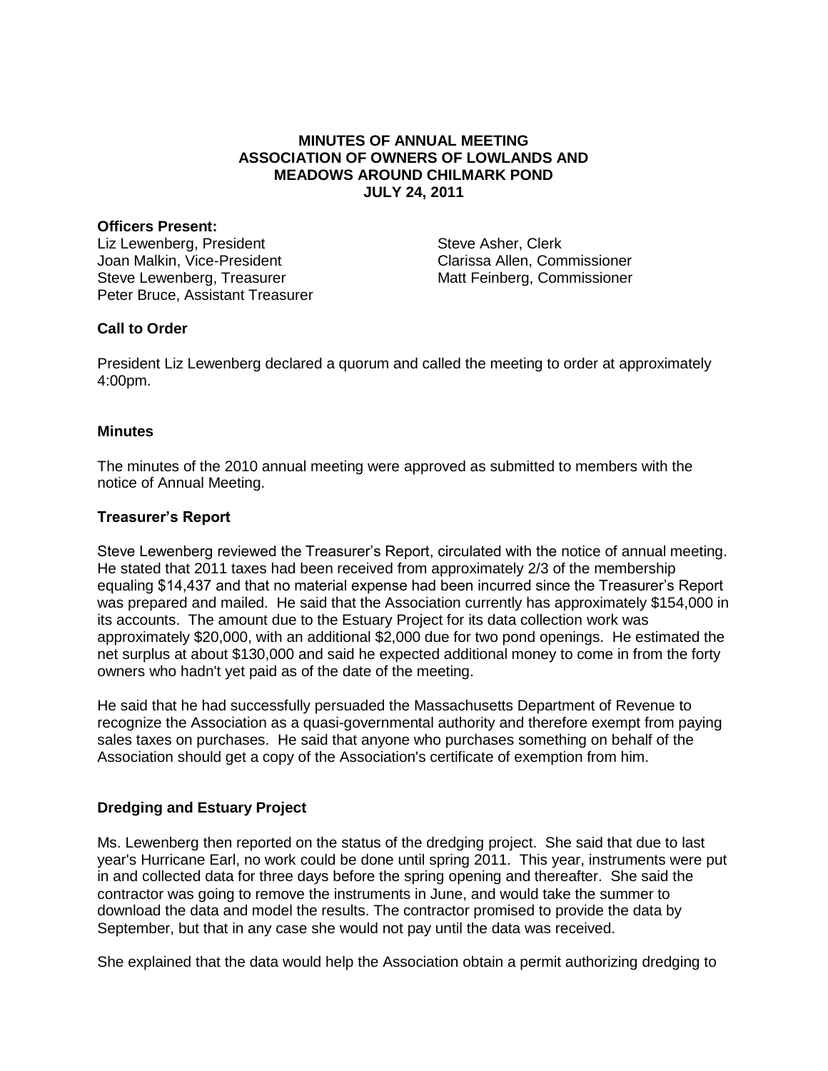# MINUTES OF ANNUAL MEETING
# ASSOCIATION OF OWNERS OF LOWLANDS AND MEADOWS AROUND CHILMARK POND
# JULY 24, 2011

**Officers Present:**

Liz Lewenberg, President
Joan Malkin, Vice-President
Steve Lewenberg, Treasurer
Peter Bruce, Assistant Treasurer
Steve Asher, Clerk
Clarissa Allen, Commissioner
Matt Feinberg, Commissioner

**Call to Order**

President Liz Lewenberg declared a quorum and called the meeting to order at approximately 4:00pm.

**Minutes**

The minutes of the 2010 annual meeting were approved as submitted to members with the notice of Annual Meeting.

**Treasurer's Report**

Steve Lewenberg reviewed the Treasurer's Report, circulated with the notice of annual meeting. He stated that 2011 taxes had been received from approximately 2/3 of the membership equaling $14,437 and that no material expense had been incurred since the Treasurer's Report was prepared and mailed. He said that the Association currently has approximately $154,000 in its accounts. The amount due to the Estuary Project for its data collection work was approximately $20,000, with an additional $2,000 due for two pond openings. He estimated the net surplus at about $130,000 and said he expected additional money to come in from the forty owners who hadn't yet paid as of the date of the meeting.

He said that he had successfully persuaded the Massachusetts Department of Revenue to recognize the Association as a quasi-governmental authority and therefore exempt from paying sales taxes on purchases. He said that anyone who purchases something on behalf of the Association should get a copy of the Association's certificate of exemption from him.

**Dredging and Estuary Project**

Ms. Lewenberg then reported on the status of the dredging project. She said that due to last year's Hurricane Earl, no work could be done until spring 2011. This year, instruments were put in and collected data for three days before the spring opening and thereafter. She said the contractor was going to remove the instruments in June, and would take the summer to download the data and model the results. The contractor promised to provide the data by September, but that in any case she would not pay until the data was received.

She explained that the data would help the Association obtain a permit authorizing dredging to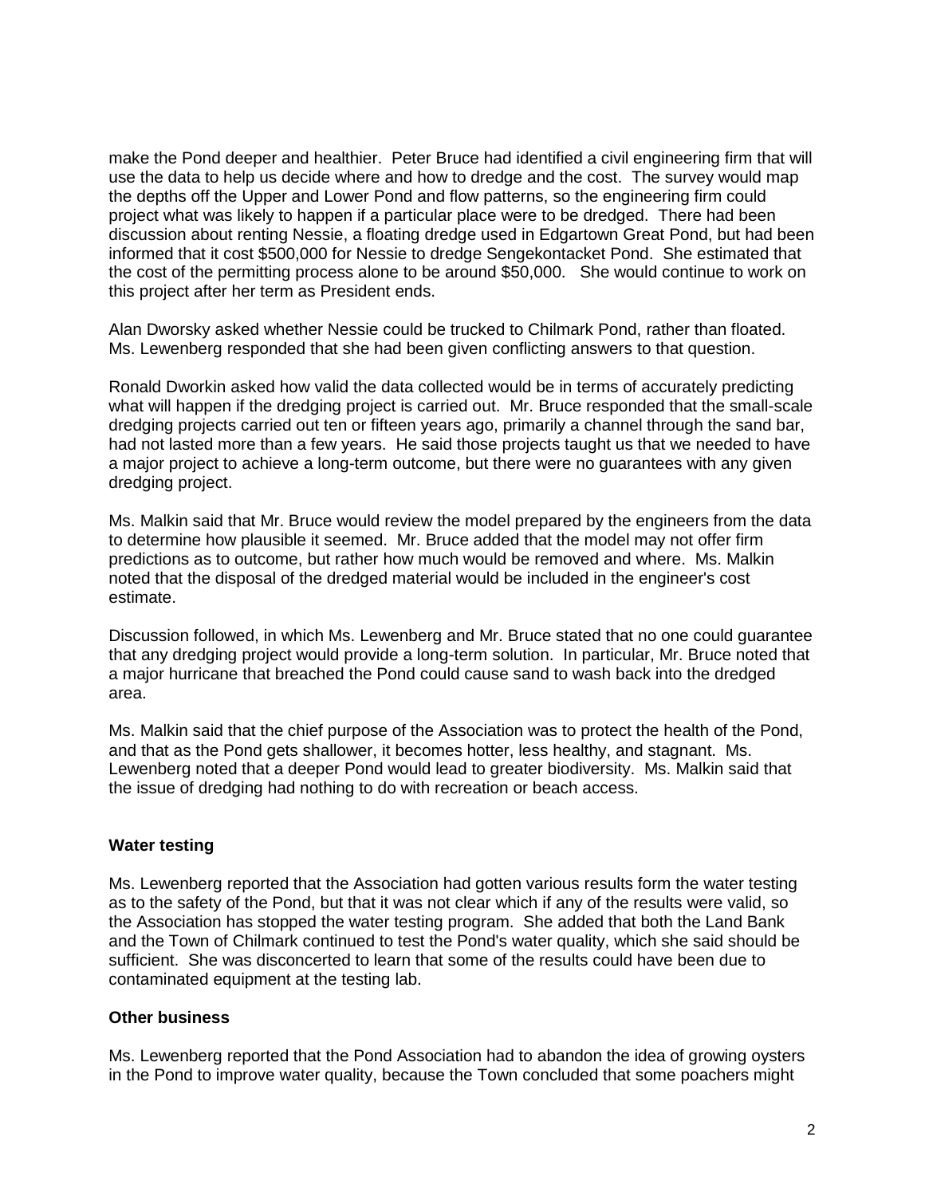make the Pond deeper and healthier. Peter Bruce had identified a civil engineering firm that will use the data to help us decide where and how to dredge and the cost. The survey would map the depths off the Upper and Lower Pond and flow patterns, so the engineering firm could project what was likely to happen if a particular place were to be dredged. There had been discussion about renting Nessie, a floating dredge used in Edgartown Great Pond, but had been informed that it cost $500,000 for Nessie to dredge Sengekontacket Pond. She estimated that the cost of the permitting process alone to be around $50,000. She would continue to work on this project after her term as President ends.

Alan Dworsky asked whether Nessie could be trucked to Chilmark Pond, rather than floated. Ms. Lewenberg responded that she had been given conflicting answers to that question.

Ronald Dworkin asked how valid the data collected would be in terms of accurately predicting what will happen if the dredging project is carried out. Mr. Bruce responded that the small-scale dredging projects carried out ten or fifteen years ago, primarily a channel through the sand bar, had not lasted more than a few years. He said those projects taught us that we needed to have a major project to achieve a long-term outcome, but there were no guarantees with any given dredging project.

Ms. Malkin said that Mr. Bruce would review the model prepared by the engineers from the data to determine how plausible it seemed. Mr. Bruce added that the model may not offer firm predictions as to outcome, but rather how much would be removed and where. Ms. Malkin noted that the disposal of the dredged material would be included in the engineer's cost estimate.

Discussion followed, in which Ms. Lewenberg and Mr. Bruce stated that no one could guarantee that any dredging project would provide a long-term solution. In particular, Mr. Bruce noted that a major hurricane that breached the Pond could cause sand to wash back into the dredged area.

Ms. Malkin said that the chief purpose of the Association was to protect the health of the Pond, and that as the Pond gets shallower, it becomes hotter, less healthy, and stagnant. Ms. Lewenberg noted that a deeper Pond would lead to greater biodiversity. Ms. Malkin said that the issue of dredging had nothing to do with recreation or beach access.

**Water testing**

Ms. Lewenberg reported that the Association had gotten various results form the water testing as to the safety of the Pond, but that it was not clear which if any of the results were valid, so the Association has stopped the water testing program. She added that both the Land Bank and the Town of Chilmark continued to test the Pond's water quality, which she said should be sufficient. She was disconcerted to learn that some of the results could have been due to contaminated equipment at the testing lab.

**Other business**

Ms. Lewenberg reported that the Pond Association had to abandon the idea of growing oysters in the Pond to improve water quality, because the Town concluded that some poachers might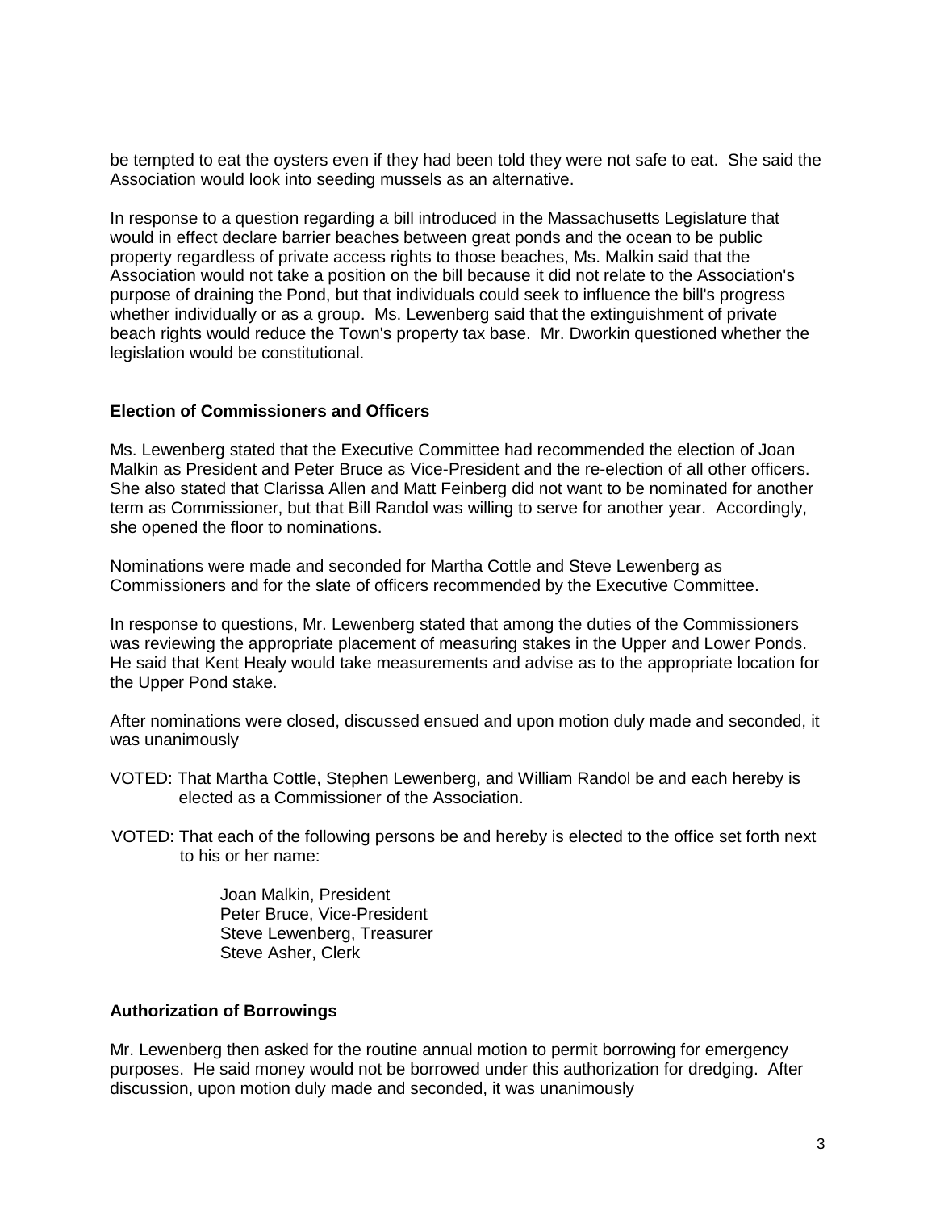be tempted to eat the oysters even if they had been told they were not safe to eat. She said the Association would look into seeding mussels as an alternative.

In response to a question regarding a bill introduced in the Massachusetts Legislature that would in effect declare barrier beaches between great ponds and the ocean to be public property regardless of private access rights to those beaches, Ms. Malkin said that the Association would not take a position on the bill because it did not relate to the Association's purpose of draining the Pond, but that individuals could seek to influence the bill's progress whether individually or as a group. Ms. Lewenberg said that the extinguishment of private beach rights would reduce the Town's property tax base. Mr. Dworkin questioned whether the legislation would be constitutional.

### Election of Commissioners and Officers

Ms. Lewenberg stated that the Executive Committee had recommended the election of Joan Malkin as President and Peter Bruce as Vice-President and the re-election of all other officers. She also stated that Clarissa Allen and Matt Feinberg did not want to be nominated for another term as Commissioner, but that Bill Randol was willing to serve for another year. Accordingly, she opened the floor to nominations.

Nominations were made and seconded for Martha Cottle and Steve Lewenberg as Commissioners and for the slate of officers recommended by the Executive Committee.

In response to questions, Mr. Lewenberg stated that among the duties of the Commissioners was reviewing the appropriate placement of measuring stakes in the Upper and Lower Ponds. He said that Kent Healy would take measurements and advise as to the appropriate location for the Upper Pond stake.

After nominations were closed, discussed ensued and upon motion duly made and seconded, it was unanimously

VOTED: That Martha Cottle, Stephen Lewenberg, and William Randol be and each hereby is elected as a Commissioner of the Association.

VOTED: That each of the following persons be and hereby is elected to the office set forth next to his or her name:

Joan Malkin, President
Peter Bruce, Vice-President
Steve Lewenberg, Treasurer
Steve Asher, Clerk

### Authorization of Borrowings

Mr. Lewenberg then asked for the routine annual motion to permit borrowing for emergency purposes. He said money would not be borrowed under this authorization for dredging. After discussion, upon motion duly made and seconded, it was unanimously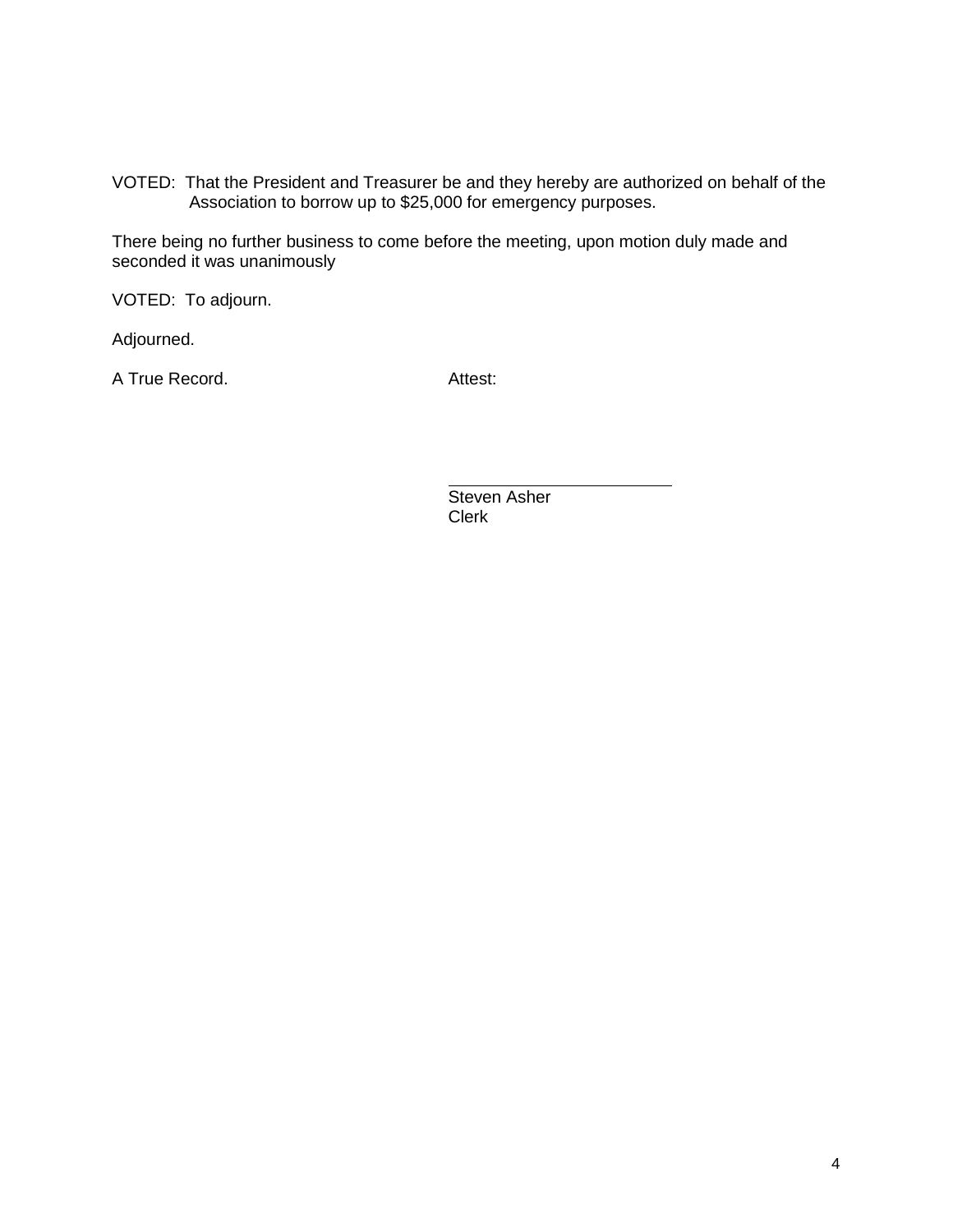VOTED: That the President and Treasurer be and they hereby are authorized on behalf of the Association to borrow up to $25,000 for emergency purposes.

There being no further business to come before the meeting, upon motion duly made and seconded it was unanimously

VOTED: To adjourn.

Adjourned.

A True Record. Attest:

\_\_\_\_\_\_\_\_\_\_\_\_\_\_\_\_\_\_\_\_\_\_\_\_

Steven Asher
Clerk